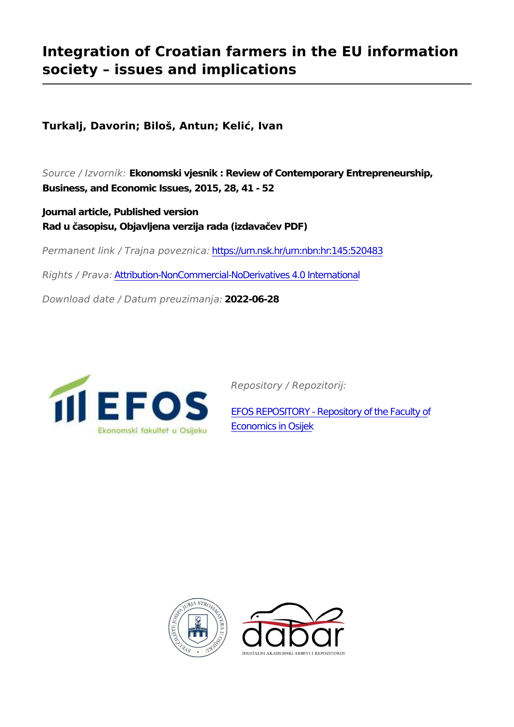# Integration of Croatian farmers in the EU information society – issues and implications

**Turkalj, Davorin; Biloš, Antun; Kelić, Ivan**

*Source / Izvornik:* **Ekonomski vjesnik : Review of Contemporary Entrepreneurship, Business, and Economic Issues, 2015, 28, 41 - 52**

**Journal article, Published version**
**Rad u časopisu, Objavljena verzija rada (izdavačev PDF)**

*Permanent link / Trajna poveznica:* https://urn.nsk.hr/urn:nbn:hr:145:520483

*Rights / Prava:* Attribution-NonCommercial-NoDerivatives 4.0 International

*Download date / Datum preuzimanja:* **2022-06-28**

*Repository / Repozitorij:*

EFOS REPOSITORY - Repository of the Faculty of Economics in Osijek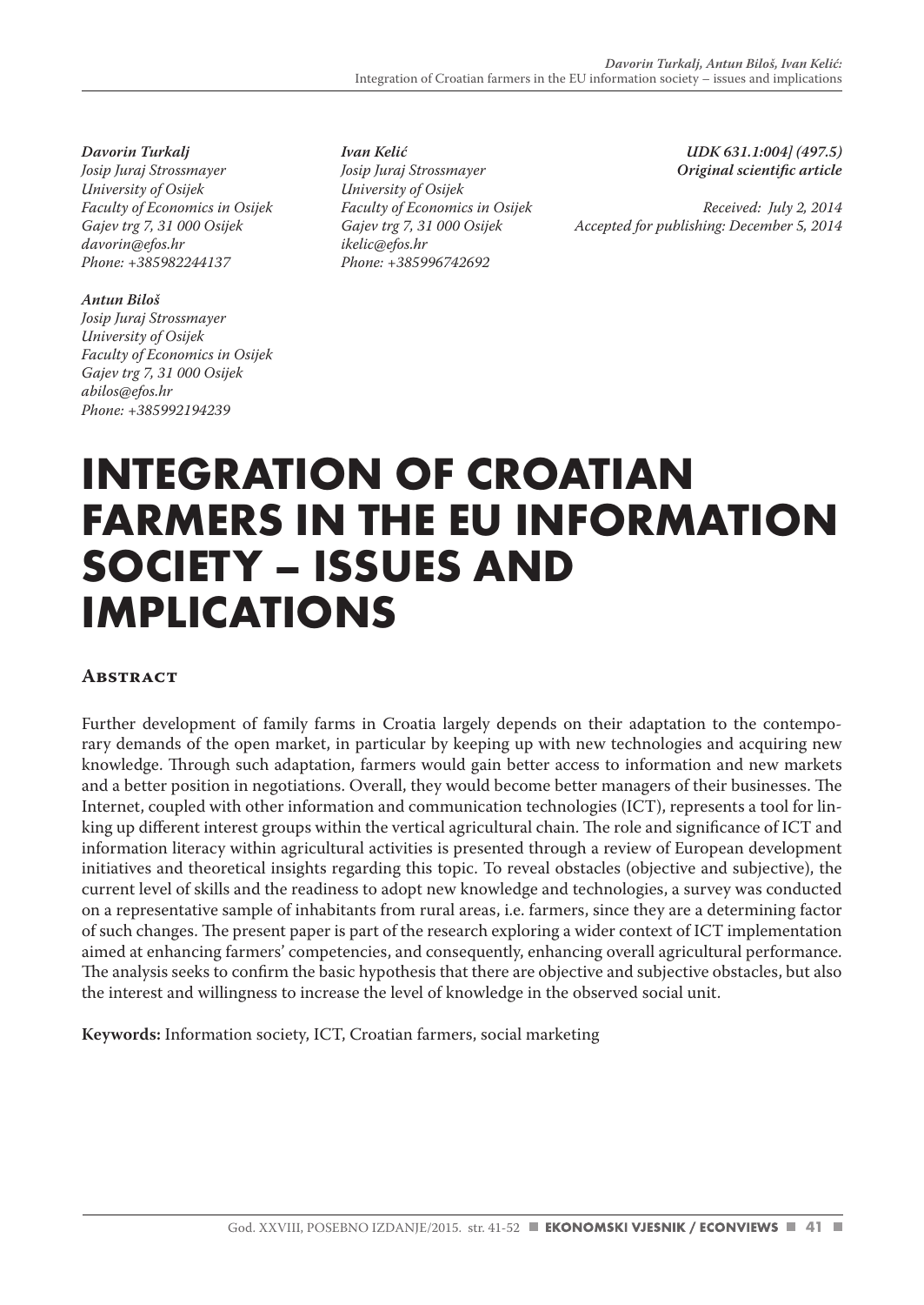*Davorin Turkalj*
*Josip Juraj Strossmayer University of Osijek*
*Faculty of Economics in Osijek*
*Gajev trg 7, 31 000 Osijek*
*davorin@efos.hr*
*Phone: +385982244137*

*Antun Biloš*
*Josip Juraj Strossmayer University of Osijek*
*Faculty of Economics in Osijek*
*Gajev trg 7, 31 000 Osijek*
*abilos@efos.hr*
*Phone: +385992194239*

*Ivan Kelić*
*Josip Juraj Strossmayer University of Osijek*
*Faculty of Economics in Osijek*
*Gajev trg 7, 31 000 Osijek*
*ikelic@efos.hr*
*Phone: +385996742692*

*UDK 631.1:004] (497.5)*
*Original scientific article*

*Received: July 2, 2014*
*Accepted for publishing: December 5, 2014*

# INTEGRATION OF CROATIAN FARMERS IN THE EU INFORMATION SOCIETY – ISSUES AND IMPLICATIONS

## Abstract

Further development of family farms in Croatia largely depends on their adaptation to the contemporary demands of the open market, in particular by keeping up with new technologies and acquiring new knowledge. Through such adaptation, farmers would gain better access to information and new markets and a better position in negotiations. Overall, they would become better managers of their businesses. The Internet, coupled with other information and communication technologies (ICT), represents a tool for linking up different interest groups within the vertical agricultural chain. The role and significance of ICT and information literacy within agricultural activities is presented through a review of European development initiatives and theoretical insights regarding this topic. To reveal obstacles (objective and subjective), the current level of skills and the readiness to adopt new knowledge and technologies, a survey was conducted on a representative sample of inhabitants from rural areas, i.e. farmers, since they are a determining factor of such changes. The present paper is part of the research exploring a wider context of ICT implementation aimed at enhancing farmers' competencies, and consequently, enhancing overall agricultural performance. The analysis seeks to confirm the basic hypothesis that there are objective and subjective obstacles, but also the interest and willingness to increase the level of knowledge in the observed social unit.

**Keywords:** Information society, ICT, Croatian farmers, social marketing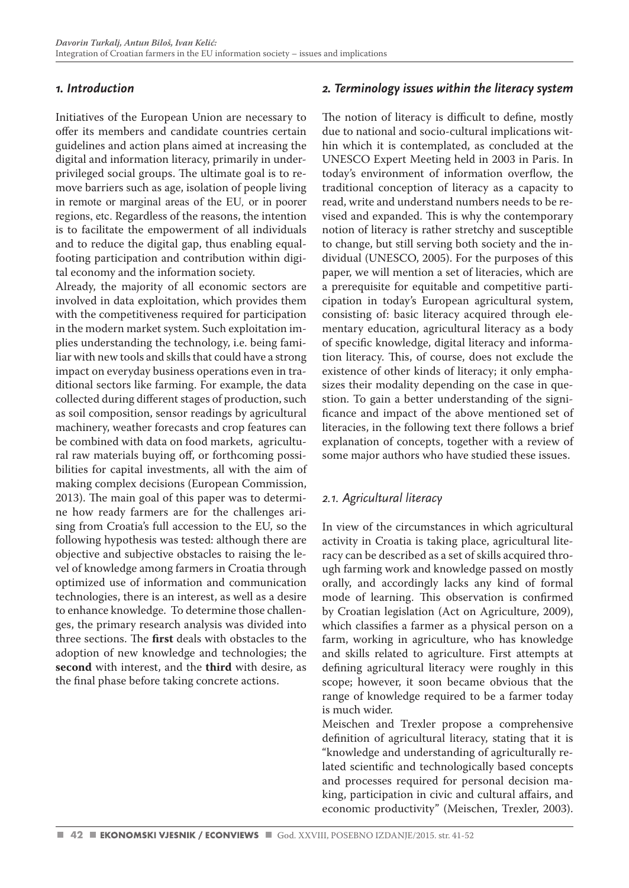## 1. Introduction

Initiatives of the European Union are necessary to offer its members and candidate countries certain guidelines and action plans aimed at increasing the digital and information literacy, primarily in underprivileged social groups. The ultimate goal is to remove barriers such as age, isolation of people living in remote or marginal areas of the EU, or in poorer regions, etc. Regardless of the reasons, the intention is to facilitate the empowerment of all individuals and to reduce the digital gap, thus enabling equal-footing participation and contribution within digital economy and the information society.

Already, the majority of all economic sectors are involved in data exploitation, which provides them with the competitiveness required for participation in the modern market system. Such exploitation implies understanding the technology, i.e. being familiar with new tools and skills that could have a strong impact on everyday business operations even in traditional sectors like farming. For example, the data collected during different stages of production, such as soil composition, sensor readings by agricultural machinery, weather forecasts and crop features can be combined with data on food markets, agricultural raw materials buying off, or forthcoming possibilities for capital investments, all with the aim of making complex decisions (European Commission, 2013). The main goal of this paper was to determine how ready farmers are for the challenges arising from Croatia's full accession to the EU, so the following hypothesis was tested: although there are objective and subjective obstacles to raising the level of knowledge among farmers in Croatia through optimized use of information and communication technologies, there is an interest, as well as a desire to enhance knowledge. To determine those challenges, the primary research analysis was divided into three sections. The **first** deals with obstacles to the adoption of new knowledge and technologies; the **second** with interest, and the **third** with desire, as the final phase before taking concrete actions.

## 2. Terminology issues within the literacy system

The notion of literacy is difficult to define, mostly due to national and socio-cultural implications within which it is contemplated, as concluded at the UNESCO Expert Meeting held in 2003 in Paris. In today's environment of information overflow, the traditional conception of literacy as a capacity to read, write and understand numbers needs to be revised and expanded. This is why the contemporary notion of literacy is rather stretchy and susceptible to change, but still serving both society and the individual (UNESCO, 2005). For the purposes of this paper, we will mention a set of literacies, which are a prerequisite for equitable and competitive participation in today's European agricultural system, consisting of: basic literacy acquired through elementary education, agricultural literacy as a body of specific knowledge, digital literacy and information literacy. This, of course, does not exclude the existence of other kinds of literacy; it only emphasizes their modality depending on the case in question. To gain a better understanding of the significance and impact of the above mentioned set of literacies, in the following text there follows a brief explanation of concepts, together with a review of some major authors who have studied these issues.

### 2.1. Agricultural literacy

In view of the circumstances in which agricultural activity in Croatia is taking place, agricultural literacy can be described as a set of skills acquired through farming work and knowledge passed on mostly orally, and accordingly lacks any kind of formal mode of learning. This observation is confirmed by Croatian legislation (Act on Agriculture, 2009), which classifies a farmer as a physical person on a farm, working in agriculture, who has knowledge and skills related to agriculture. First attempts at defining agricultural literacy were roughly in this scope; however, it soon became obvious that the range of knowledge required to be a farmer today is much wider.

Meischen and Trexler propose a comprehensive definition of agricultural literacy, stating that it is "knowledge and understanding of agriculturally related scientific and technologically based concepts and processes required for personal decision making, participation in civic and cultural affairs, and economic productivity" (Meischen, Trexler, 2003).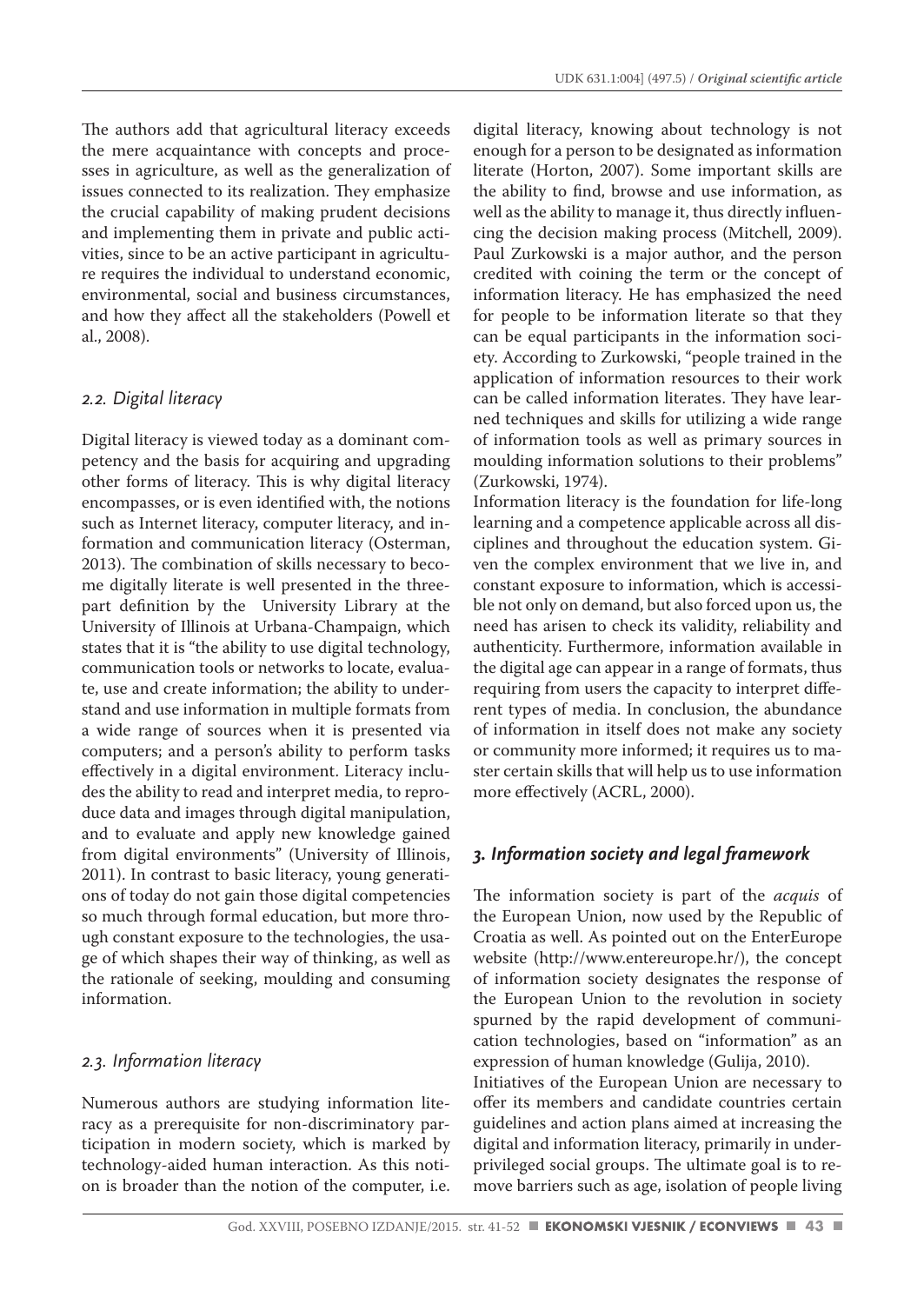The authors add that agricultural literacy exceeds the mere acquaintance with concepts and processes in agriculture, as well as the generalization of issues connected to its realization. They emphasize the crucial capability of making prudent decisions and implementing them in private and public activities, since to be an active participant in agriculture requires the individual to understand economic, environmental, social and business circumstances, and how they affect all the stakeholders (Powell et al., 2008).

### *2.2. Digital literacy*

Digital literacy is viewed today as a dominant competency and the basis for acquiring and upgrading other forms of literacy. This is why digital literacy encompasses, or is even identified with, the notions such as Internet literacy, computer literacy, and information and communication literacy (Osterman, 2013). The combination of skills necessary to become digitally literate is well presented in the three-part definition by the University Library at the University of Illinois at Urbana-Champaign, which states that it is "the ability to use digital technology, communication tools or networks to locate, evaluate, use and create information; the ability to understand and use information in multiple formats from a wide range of sources when it is presented via computers; and a person's ability to perform tasks effectively in a digital environment. Literacy includes the ability to read and interpret media, to reproduce data and images through digital manipulation, and to evaluate and apply new knowledge gained from digital environments" (University of Illinois, 2011). In contrast to basic literacy, young generations of today do not gain those digital competencies so much through formal education, but more through constant exposure to the technologies, the usage of which shapes their way of thinking, as well as the rationale of seeking, moulding and consuming information.

### *2.3. Information literacy*

Numerous authors are studying information literacy as a prerequisite for non-discriminatory participation in modern society, which is marked by technology-aided human interaction. As this notion is broader than the notion of the computer, i.e. digital literacy, knowing about technology is not enough for a person to be designated as information literate (Horton, 2007). Some important skills are the ability to find, browse and use information, as well as the ability to manage it, thus directly influencing the decision making process (Mitchell, 2009). Paul Zurkowski is a major author, and the person credited with coining the term or the concept of information literacy. He has emphasized the need for people to be information literate so that they can be equal participants in the information society. According to Zurkowski, "people trained in the application of information resources to their work can be called information literates. They have learned techniques and skills for utilizing a wide range of information tools as well as primary sources in moulding information solutions to their problems" (Zurkowski, 1974).

Information literacy is the foundation for life-long learning and a competence applicable across all disciplines and throughout the education system. Given the complex environment that we live in, and constant exposure to information, which is accessible not only on demand, but also forced upon us, the need has arisen to check its validity, reliability and authenticity. Furthermore, information available in the digital age can appear in a range of formats, thus requiring from users the capacity to interpret different types of media. In conclusion, the abundance of information in itself does not make any society or community more informed; it requires us to master certain skills that will help us to use information more effectively (ACRL, 2000).

## *3. Information society and legal framework*

The information society is part of the *acquis* of the European Union, now used by the Republic of Croatia as well. As pointed out on the EnterEurope website (http://www.entereurope.hr/), the concept of information society designates the response of the European Union to the revolution in society spurned by the rapid development of communication technologies, based on "information" as an expression of human knowledge (Gulija, 2010).

Initiatives of the European Union are necessary to offer its members and candidate countries certain guidelines and action plans aimed at increasing the digital and information literacy, primarily in underprivileged social groups. The ultimate goal is to remove barriers such as age, isolation of people living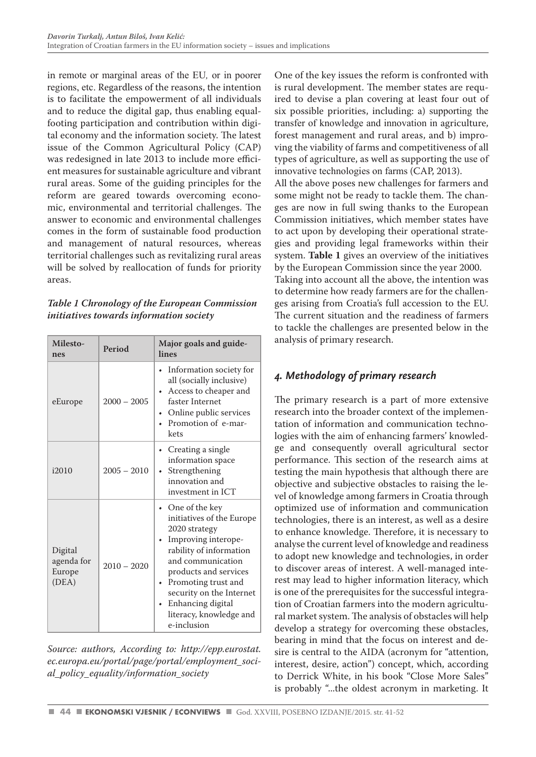in remote or marginal areas of the EU, or in poorer regions, etc. Regardless of the reasons, the intention is to facilitate the empowerment of all individuals and to reduce the digital gap, thus enabling equal-footing participation and contribution within digital economy and the information society. The latest issue of the Common Agricultural Policy (CAP) was redesigned in late 2013 to include more efficient measures for sustainable agriculture and vibrant rural areas. Some of the guiding principles for the reform are geared towards overcoming economic, environmental and territorial challenges. The answer to economic and environmental challenges comes in the form of sustainable food production and management of natural resources, whereas territorial challenges such as revitalizing rural areas will be solved by reallocation of funds for priority areas.

***Table 1 Chronology of the European Commission initiatives towards information society***

| Milestones | Period | Major goals and guidelines |
|---|---|---|
| eEurope | 2000 – 2005 | • Information society for all (socially inclusive)<br>• Access to cheaper and faster Internet<br>• Online public services<br>• Promotion of e-markets |
| i2010 | 2005 – 2010 | • Creating a single information space<br>• Strengthening innovation and investment in ICT |
| Digital agenda for Europe (DEA) | 2010 – 2020 | • One of the key initiatives of the Europe 2020 strategy<br>• Improving interoperability of information and communication products and services<br>• Promoting trust and security on the Internet<br>• Enhancing digital literacy, knowledge and e-inclusion |

*Source: authors, According to: http://epp.eurostat.ec.europa.eu/portal/page/portal/employment_social_policy_equality/information_society*

One of the key issues the reform is confronted with is rural development. The member states are required to devise a plan covering at least four out of six possible priorities, including: a) supporting the transfer of knowledge and innovation in agriculture, forest management and rural areas, and b) improving the viability of farms and competitiveness of all types of agriculture, as well as supporting the use of innovative technologies on farms (CAP, 2013).

All the above poses new challenges for farmers and some might not be ready to tackle them. The changes are now in full swing thanks to the European Commission initiatives, which member states have to act upon by developing their operational strategies and providing legal frameworks within their system. **Table 1** gives an overview of the initiatives by the European Commission since the year 2000.

Taking into account all the above, the intention was to determine how ready farmers are for the challenges arising from Croatia's full accession to the EU. The current situation and the readiness of farmers to tackle the challenges are presented below in the analysis of primary research.

## *4. Methodology of primary research*

The primary research is a part of more extensive research into the broader context of the implementation of information and communication technologies with the aim of enhancing farmers' knowledge and consequently overall agricultural sector performance. This section of the research aims at testing the main hypothesis that although there are objective and subjective obstacles to raising the level of knowledge among farmers in Croatia through optimized use of information and communication technologies, there is an interest, as well as a desire to enhance knowledge. Therefore, it is necessary to analyse the current level of knowledge and readiness to adopt new knowledge and technologies, in order to discover areas of interest. A well-managed interest may lead to higher information literacy, which is one of the prerequisites for the successful integration of Croatian farmers into the modern agricultural market system. The analysis of obstacles will help develop a strategy for overcoming these obstacles, bearing in mind that the focus on interest and desire is central to the AIDA (acronym for "attention, interest, desire, action") concept, which, according to Derrick White, in his book "Close More Sales" is probably "...the oldest acronym in marketing. It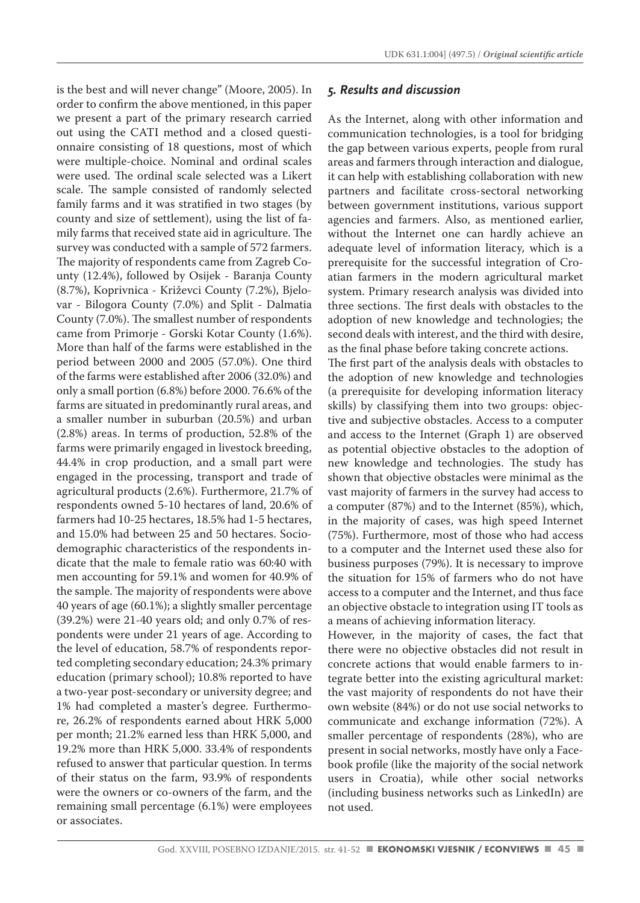is the best and will never change" (Moore, 2005). In order to confirm the above mentioned, in this paper we present a part of the primary research carried out using the CATI method and a closed questionnaire consisting of 18 questions, most of which were multiple-choice. Nominal and ordinal scales were used. The ordinal scale selected was a Likert scale. The sample consisted of randomly selected family farms and it was stratified in two stages (by county and size of settlement), using the list of family farms that received state aid in agriculture. The survey was conducted with a sample of 572 farmers. The majority of respondents came from Zagreb County (12.4%), followed by Osijek - Baranja County (8.7%), Koprivnica - Križevci County (7.2%), Bjelovar - Bilogora County (7.0%) and Split - Dalmatia County (7.0%). The smallest number of respondents came from Primorje - Gorski Kotar County (1.6%). More than half of the farms were established in the period between 2000 and 2005 (57.0%). One third of the farms were established after 2006 (32.0%) and only a small portion (6.8%) before 2000. 76.6% of the farms are situated in predominantly rural areas, and a smaller number in suburban (20.5%) and urban (2.8%) areas. In terms of production, 52.8% of the farms were primarily engaged in livestock breeding, 44.4% in crop production, and a small part were engaged in the processing, transport and trade of agricultural products (2.6%). Furthermore, 21.7% of respondents owned 5-10 hectares of land, 20.6% of farmers had 10-25 hectares, 18.5% had 1-5 hectares, and 15.0% had between 25 and 50 hectares. Sociodemographic characteristics of the respondents indicate that the male to female ratio was 60:40 with men accounting for 59.1% and women for 40.9% of the sample. The majority of respondents were above 40 years of age (60.1%); a slightly smaller percentage (39.2%) were 21-40 years old; and only 0.7% of respondents were under 21 years of age. According to the level of education, 58.7% of respondents reported completing secondary education; 24.3% primary education (primary school); 10.8% reported to have a two-year post-secondary or university degree; and 1% had completed a master's degree. Furthermore, 26.2% of respondents earned about HRK 5,000 per month; 21.2% earned less than HRK 5,000, and 19.2% more than HRK 5,000. 33.4% of respondents refused to answer that particular question. In terms of their status on the farm, 93.9% of respondents were the owners or co-owners of the farm, and the remaining small percentage (6.1%) were employees or associates.

## *5. Results and discussion*

As the Internet, along with other information and communication technologies, is a tool for bridging the gap between various experts, people from rural areas and farmers through interaction and dialogue, it can help with establishing collaboration with new partners and facilitate cross-sectoral networking between government institutions, various support agencies and farmers. Also, as mentioned earlier, without the Internet one can hardly achieve an adequate level of information literacy, which is a prerequisite for the successful integration of Croatian farmers in the modern agricultural market system. Primary research analysis was divided into three sections. The first deals with obstacles to the adoption of new knowledge and technologies; the second deals with interest, and the third with desire, as the final phase before taking concrete actions.

The first part of the analysis deals with obstacles to the adoption of new knowledge and technologies (a prerequisite for developing information literacy skills) by classifying them into two groups: objective and subjective obstacles. Access to a computer and access to the Internet (Graph 1) are observed as potential objective obstacles to the adoption of new knowledge and technologies. The study has shown that objective obstacles were minimal as the vast majority of farmers in the survey had access to a computer (87%) and to the Internet (85%), which, in the majority of cases, was high speed Internet (75%). Furthermore, most of those who had access to a computer and the Internet used these also for business purposes (79%). It is necessary to improve the situation for 15% of farmers who do not have access to a computer and the Internet, and thus face an objective obstacle to integration using IT tools as a means of achieving information literacy.

However, in the majority of cases, the fact that there were no objective obstacles did not result in concrete actions that would enable farmers to integrate better into the existing agricultural market: the vast majority of respondents do not have their own website (84%) or do not use social networks to communicate and exchange information (72%). A smaller percentage of respondents (28%), who are present in social networks, mostly have only a Facebook profile (like the majority of the social network users in Croatia), while other social networks (including business networks such as LinkedIn) are not used.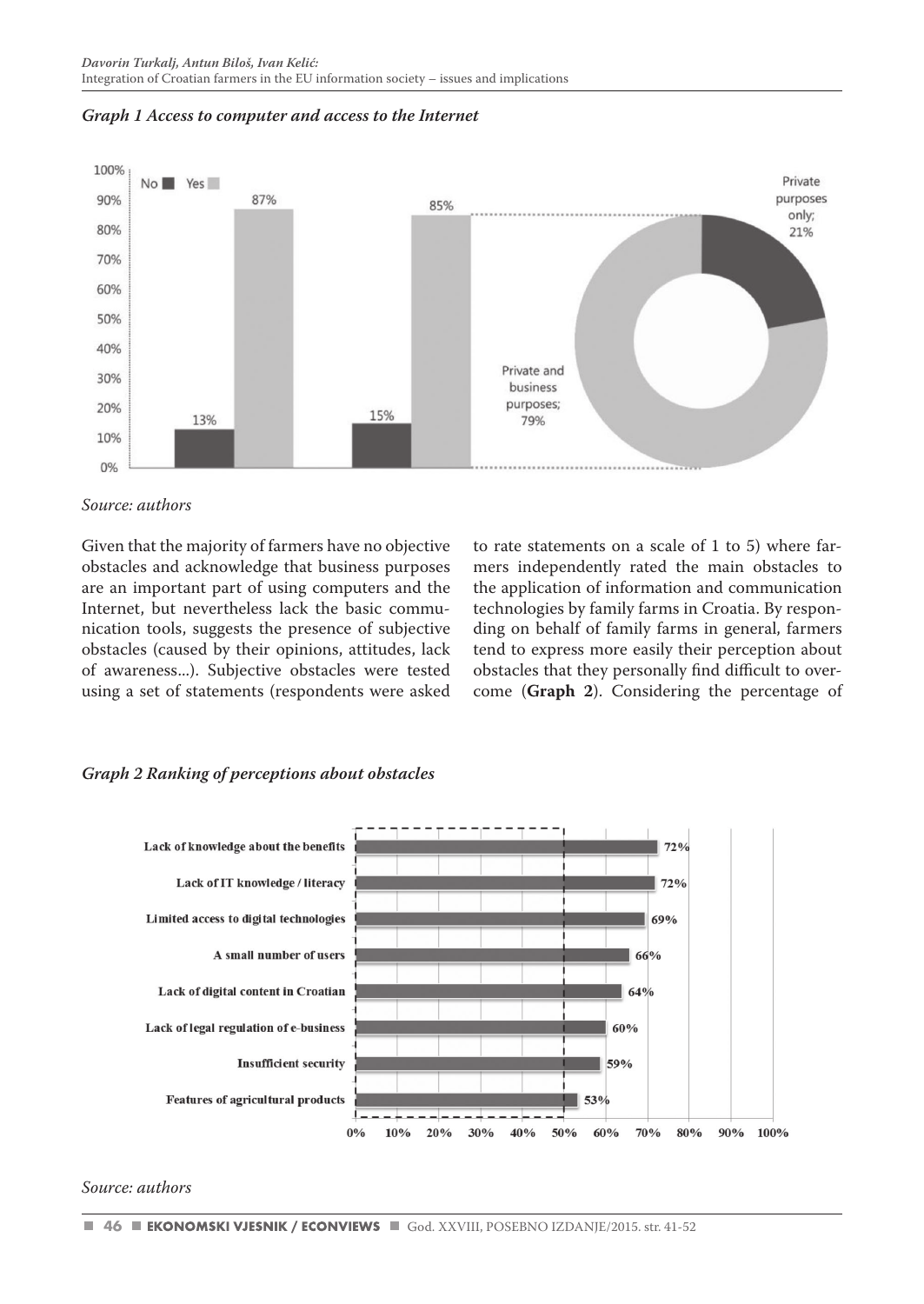*Graph 1 Access to computer and access to the Internet*

*Source: authors*

Given that the majority of farmers have no objective obstacles and acknowledge that business purposes are an important part of using computers and the Internet, but nevertheless lack the basic communication tools, suggests the presence of subjective obstacles (caused by their opinions, attitudes, lack of awareness...). Subjective obstacles were tested using a set of statements (respondents were asked to rate statements on a scale of 1 to 5) where farmers independently rated the main obstacles to the application of information and communication technologies by family farms in Croatia. By responding on behalf of family farms in general, farmers tend to express more easily their perception about obstacles that they personally find difficult to overcome (**Graph 2**). Considering the percentage of

*Graph 2 Ranking of perceptions about obstacles*

*Source: authors*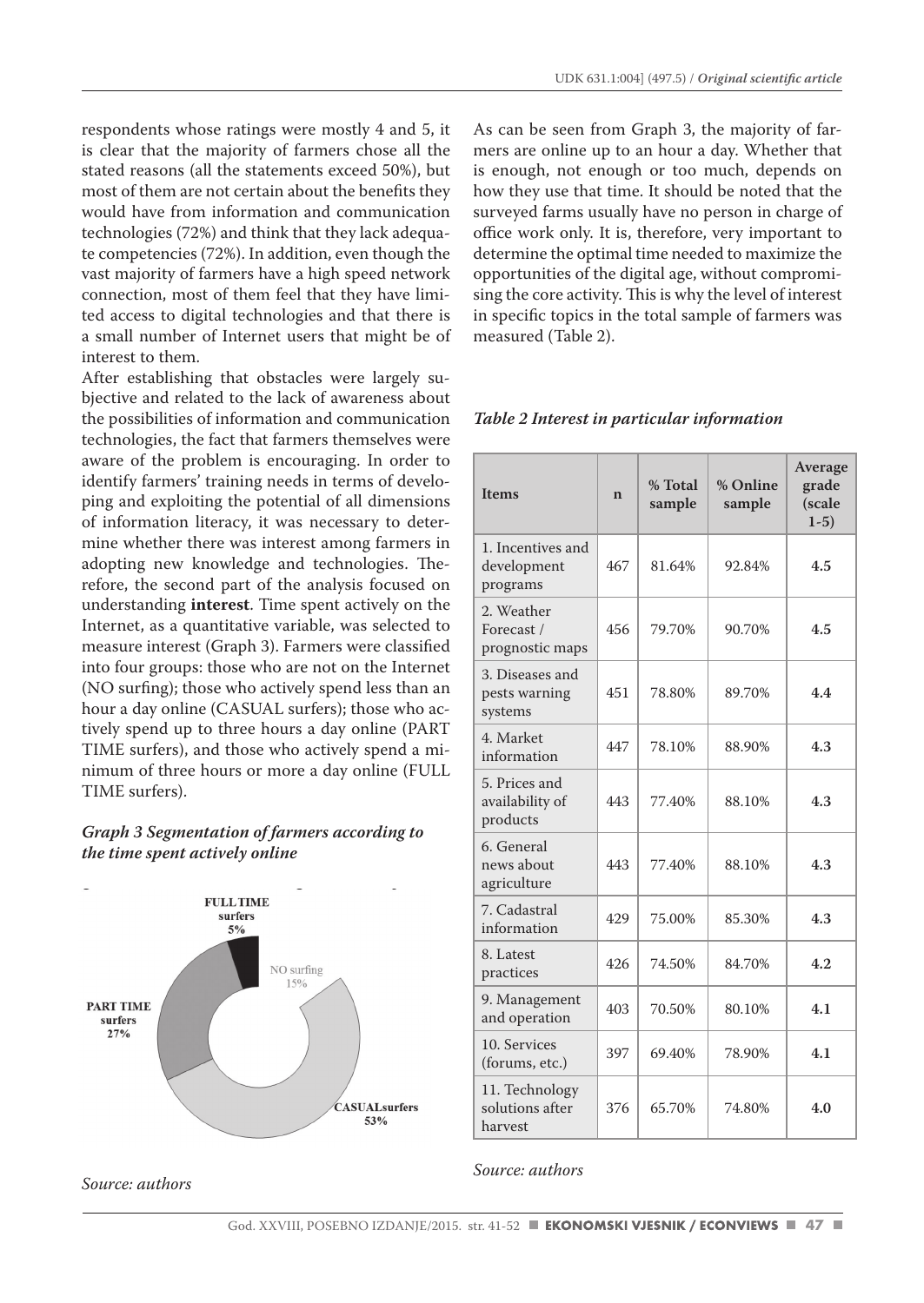respondents whose ratings were mostly 4 and 5, it is clear that the majority of farmers chose all the stated reasons (all the statements exceed 50%), but most of them are not certain about the benefits they would have from information and communication technologies (72%) and think that they lack adequate competencies (72%). In addition, even though the vast majority of farmers have a high speed network connection, most of them feel that they have limited access to digital technologies and that there is a small number of Internet users that might be of interest to them.

After establishing that obstacles were largely subjective and related to the lack of awareness about the possibilities of information and communication technologies, the fact that farmers themselves were aware of the problem is encouraging. In order to identify farmers' training needs in terms of developing and exploiting the potential of all dimensions of information literacy, it was necessary to determine whether there was interest among farmers in adopting new knowledge and technologies. Therefore, the second part of the analysis focused on understanding **interest**. Time spent actively on the Internet, as a quantitative variable, was selected to measure interest (Graph 3). Farmers were classified into four groups: those who are not on the Internet (NO surfing); those who actively spend less than an hour a day online (CASUAL surfers); those who actively spend up to three hours a day online (PART TIME surfers), and those who actively spend a minimum of three hours or more a day online (FULL TIME surfers).

***Graph 3 Segmentation of farmers according to the time spent actively online***

FULL TIME surfers 5%; NO surfing 15%; PART TIME surfers 27%; CASUAL surfers 53%

*Source: authors*

As can be seen from Graph 3, the majority of farmers are online up to an hour a day. Whether that is enough, not enough or too much, depends on how they use that time. It should be noted that the surveyed farms usually have no person in charge of office work only. It is, therefore, very important to determine the optimal time needed to maximize the opportunities of the digital age, without compromising the core activity. This is why the level of interest in specific topics in the total sample of farmers was measured (Table 2).

***Table 2 Interest in particular information***

| Items | n | % Total sample | % Online sample | Average grade (scale 1-5) |
|---|---|---|---|---|
| 1. Incentives and development programs | 467 | 81.64% | 92.84% | **4.5** |
| 2. Weather Forecast / prognostic maps | 456 | 79.70% | 90.70% | **4.5** |
| 3. Diseases and pests warning systems | 451 | 78.80% | 89.70% | **4.4** |
| 4. Market information | 447 | 78.10% | 88.90% | **4.3** |
| 5. Prices and availability of products | 443 | 77.40% | 88.10% | **4.3** |
| 6. General news about agriculture | 443 | 77.40% | 88.10% | **4.3** |
| 7. Cadastral information | 429 | 75.00% | 85.30% | **4.3** |
| 8. Latest practices | 426 | 74.50% | 84.70% | **4.2** |
| 9. Management and operation | 403 | 70.50% | 80.10% | **4.1** |
| 10. Services (forums, etc.) | 397 | 69.40% | 78.90% | **4.1** |
| 11. Technology solutions after harvest | 376 | 65.70% | 74.80% | **4.0** |

*Source: authors*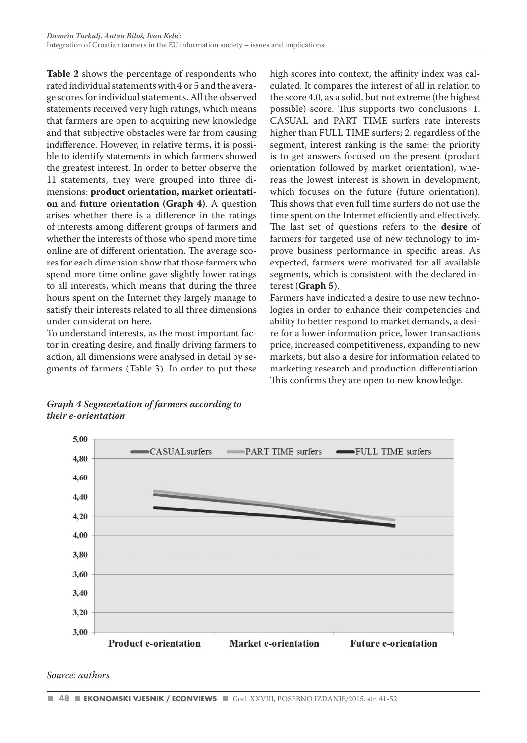**Table 2** shows the percentage of respondents who rated individual statements with 4 or 5 and the average scores for individual statements. All the observed statements received very high ratings, which means that farmers are open to acquiring new knowledge and that subjective obstacles were far from causing indifference. However, in relative terms, it is possible to identify statements in which farmers showed the greatest interest. In order to better observe the 11 statements, they were grouped into three dimensions: **product orientation, market orientation** and **future orientation (Graph 4)**. A question arises whether there is a difference in the ratings of interests among different groups of farmers and whether the interests of those who spend more time online are of different orientation. The average scores for each dimension show that those farmers who spend more time online gave slightly lower ratings to all interests, which means that during the three hours spent on the Internet they largely manage to satisfy their interests related to all three dimensions under consideration here.

To understand interests, as the most important factor in creating desire, and finally driving farmers to action, all dimensions were analysed in detail by segments of farmers (Table 3). In order to put these high scores into context, the affinity index was calculated. It compares the interest of all in relation to the score 4.0, as a solid, but not extreme (the highest possible) score. This supports two conclusions: 1. CASUAL and PART TIME surfers rate interests higher than FULL TIME surfers; 2. regardless of the segment, interest ranking is the same: the priority is to get answers focused on the present (product orientation followed by market orientation), whereas the lowest interest is shown in development, which focuses on the future (future orientation). This shows that even full time surfers do not use the time spent on the Internet efficiently and effectively. The last set of questions refers to the **desire** of farmers for targeted use of new technology to improve business performance in specific areas. As expected, farmers were motivated for all available segments, which is consistent with the declared interest (**Graph 5**).

Farmers have indicated a desire to use new technologies in order to enhance their competencies and ability to better respond to market demands, a desire for a lower information price, lower transactions price, increased competitiveness, expanding to new markets, but also a desire for information related to marketing research and production differentiation. This confirms they are open to new knowledge.

***Graph 4 Segmentation of farmers according to their e-orientation***

*Source: authors*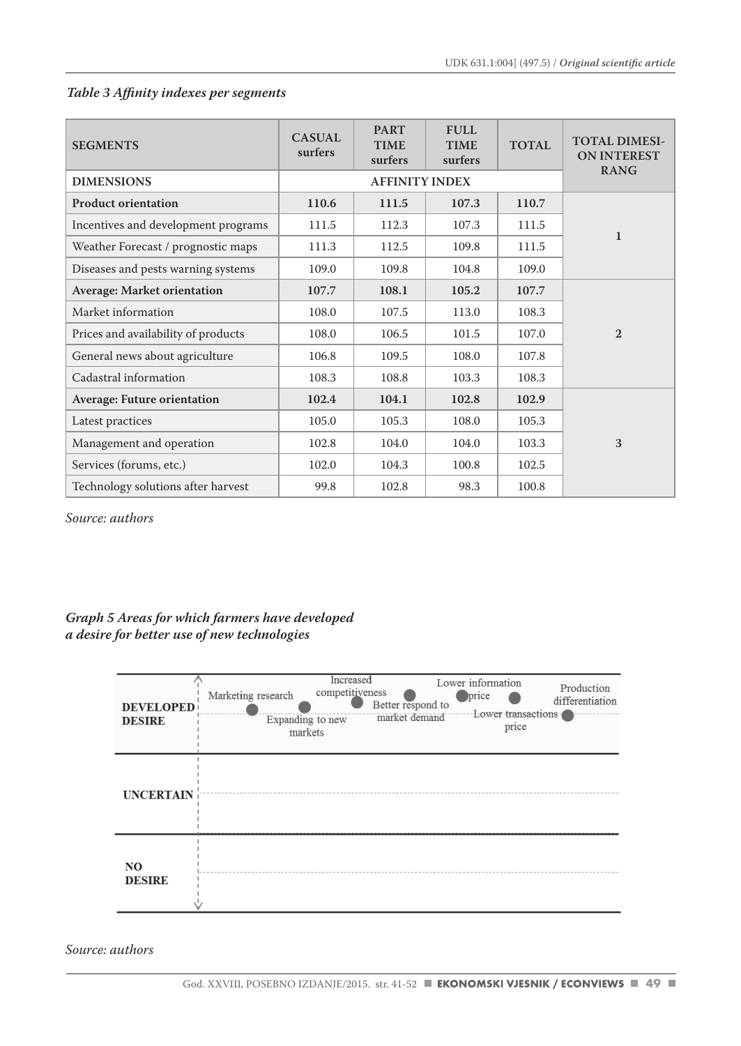*Table 3 Affinity indexes per segments*

| SEGMENTS | CASUAL surfers | PART TIME surfers | FULL TIME surfers | TOTAL | TOTAL DIMESION INTEREST RANG |
|---|---|---|---|---|---|
| DIMENSIONS | AFFINITY INDEX | | | | |
| **Product orientation** | **110.6** | **111.5** | **107.3** | **110.7** | 1 |
| Incentives and development programs | 111.5 | 112.3 | 107.3 | 111.5 | |
| Weather Forecast / prognostic maps | 111.3 | 112.5 | 109.8 | 111.5 | |
| Diseases and pests warning systems | 109.0 | 109.8 | 104.8 | 109.0 | |
| **Average: Market orientation** | **107.7** | **108.1** | **105.2** | **107.7** | 2 |
| Market information | 108.0 | 107.5 | 113.0 | 108.3 | |
| Prices and availability of products | 108.0 | 106.5 | 101.5 | 107.0 | |
| General news about agriculture | 106.8 | 109.5 | 108.0 | 107.8 | |
| Cadastral information | 108.3 | 108.8 | 103.3 | 108.3 | |
| **Average: Future orientation** | **102.4** | **104.1** | **102.8** | **102.9** | 3 |
| Latest practices | 105.0 | 105.3 | 108.0 | 105.3 | |
| Management and operation | 102.8 | 104.0 | 104.0 | 103.3 | |
| Services (forums, etc.) | 102.0 | 104.3 | 100.8 | 102.5 | |
| Technology solutions after harvest | 99.8 | 102.8 | 98.3 | 100.8 | |

*Source: authors*

*Graph 5 Areas for which farmers have developed a desire for better use of new technologies*

| | |
|---|---|
| DEVELOPED DESIRE | Marketing research; Expanding to new markets; Increased competitiveness; Better respond to market demand; Lower information price; Lower transactions price; Production differentiation |
| UNCERTAIN | |
| NO DESIRE | |

*Source: authors*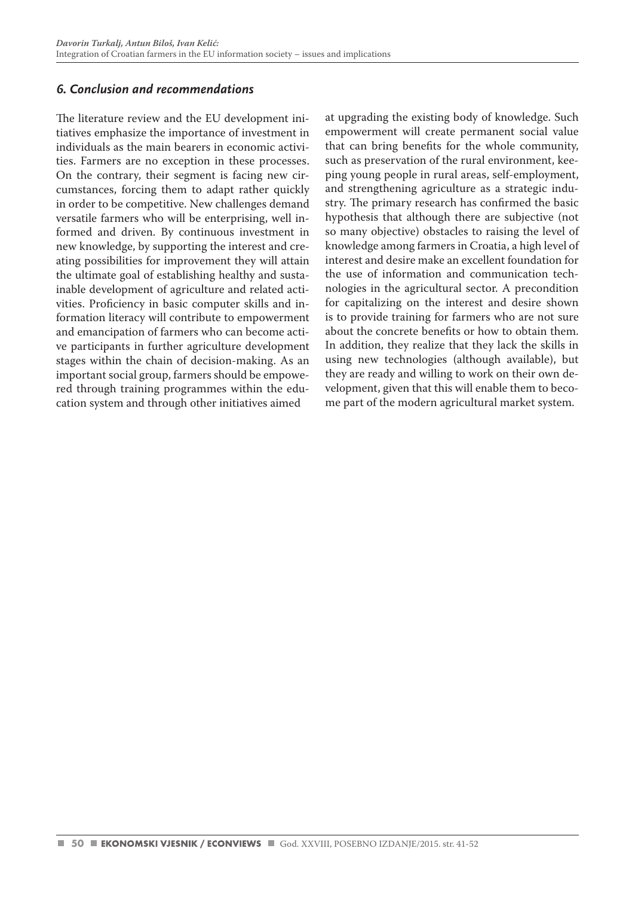## *6. Conclusion and recommendations*

The literature review and the EU development initiatives emphasize the importance of investment in individuals as the main bearers in economic activities. Farmers are no exception in these processes. On the contrary, their segment is facing new circumstances, forcing them to adapt rather quickly in order to be competitive. New challenges demand versatile farmers who will be enterprising, well informed and driven. By continuous investment in new knowledge, by supporting the interest and creating possibilities for improvement they will attain the ultimate goal of establishing healthy and sustainable development of agriculture and related activities. Proficiency in basic computer skills and information literacy will contribute to empowerment and emancipation of farmers who can become active participants in further agriculture development stages within the chain of decision-making. As an important social group, farmers should be empowered through training programmes within the education system and through other initiatives aimed at upgrading the existing body of knowledge. Such empowerment will create permanent social value that can bring benefits for the whole community, such as preservation of the rural environment, keeping young people in rural areas, self-employment, and strengthening agriculture as a strategic industry. The primary research has confirmed the basic hypothesis that although there are subjective (not so many objective) obstacles to raising the level of knowledge among farmers in Croatia, a high level of interest and desire make an excellent foundation for the use of information and communication technologies in the agricultural sector. A precondition for capitalizing on the interest and desire shown is to provide training for farmers who are not sure about the concrete benefits or how to obtain them. In addition, they realize that they lack the skills in using new technologies (although available), but they are ready and willing to work on their own development, given that this will enable them to become part of the modern agricultural market system.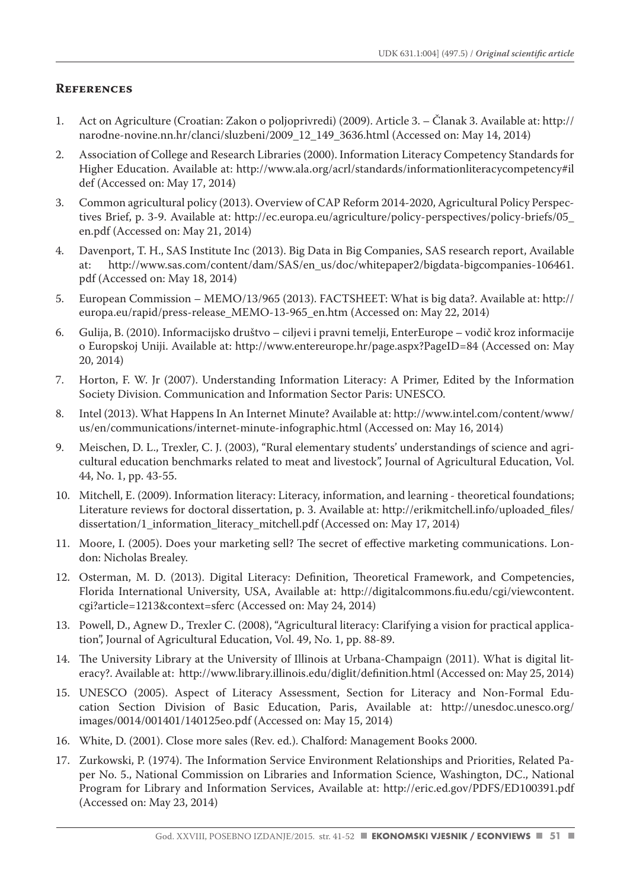## References

1. Act on Agriculture (Croatian: Zakon o poljoprivredi) (2009). Article 3. – Članak 3. Available at: http://narodne-novine.nn.hr/clanci/sluzbeni/2009_12_149_3636.html (Accessed on: May 14, 2014)
2. Association of College and Research Libraries (2000). Information Literacy Competency Standards for Higher Education. Available at: http://www.ala.org/acrl/standards/informationliteracycompetency#ildef (Accessed on: May 17, 2014)
3. Common agricultural policy (2013). Overview of CAP Reform 2014-2020, Agricultural Policy Perspectives Brief, p. 3-9. Available at: http://ec.europa.eu/agriculture/policy-perspectives/policy-briefs/05_en.pdf (Accessed on: May 21, 2014)
4. Davenport, T. H., SAS Institute Inc (2013). Big Data in Big Companies, SAS research report, Available at: http://www.sas.com/content/dam/SAS/en_us/doc/whitepaper2/bigdata-bigcompanies-106461.pdf (Accessed on: May 18, 2014)
5. European Commission – MEMO/13/965 (2013). FACTSHEET: What is big data?. Available at: http://europa.eu/rapid/press-release_MEMO-13-965_en.htm (Accessed on: May 22, 2014)
6. Gulija, B. (2010). Informacijsko društvo – ciljevi i pravni temelji, EnterEurope – vodič kroz informacije o Europskoj Uniji. Available at: http://www.entereurope.hr/page.aspx?PageID=84 (Accessed on: May 20, 2014)
7. Horton, F. W. Jr (2007). Understanding Information Literacy: A Primer, Edited by the Information Society Division. Communication and Information Sector Paris: UNESCO.
8. Intel (2013). What Happens In An Internet Minute? Available at: http://www.intel.com/content/www/us/en/communications/internet-minute-infographic.html (Accessed on: May 16, 2014)
9. Meischen, D. L., Trexler, C. J. (2003), "Rural elementary students' understandings of science and agricultural education benchmarks related to meat and livestock", Journal of Agricultural Education, Vol. 44, No. 1, pp. 43-55.
10. Mitchell, E. (2009). Information literacy: Literacy, information, and learning - theoretical foundations; Literature reviews for doctoral dissertation, p. 3. Available at: http://erikmitchell.info/uploaded_files/dissertation/1_information_literacy_mitchell.pdf (Accessed on: May 17, 2014)
11. Moore, I. (2005). Does your marketing sell? The secret of effective marketing communications. London: Nicholas Brealey.
12. Osterman, M. D. (2013). Digital Literacy: Definition, Theoretical Framework, and Competencies, Florida International University, USA, Available at: http://digitalcommons.fiu.edu/cgi/viewcontent.cgi?article=1213&context=sferc (Accessed on: May 24, 2014)
13. Powell, D., Agnew D., Trexler C. (2008), "Agricultural literacy: Clarifying a vision for practical application", Journal of Agricultural Education, Vol. 49, No. 1, pp. 88-89.
14. The University Library at the University of Illinois at Urbana-Champaign (2011). What is digital literacy?. Available at: http://www.library.illinois.edu/diglit/definition.html (Accessed on: May 25, 2014)
15. UNESCO (2005). Aspect of Literacy Assessment, Section for Literacy and Non-Formal Education Section Division of Basic Education, Paris, Available at: http://unesdoc.unesco.org/images/0014/001401/140125eo.pdf (Accessed on: May 15, 2014)
16. White, D. (2001). Close more sales (Rev. ed.). Chalford: Management Books 2000.
17. Zurkowski, P. (1974). The Information Service Environment Relationships and Priorities, Related Paper No. 5., National Commission on Libraries and Information Science, Washington, DC., National Program for Library and Information Services, Available at: http://eric.ed.gov/PDFS/ED100391.pdf (Accessed on: May 23, 2014)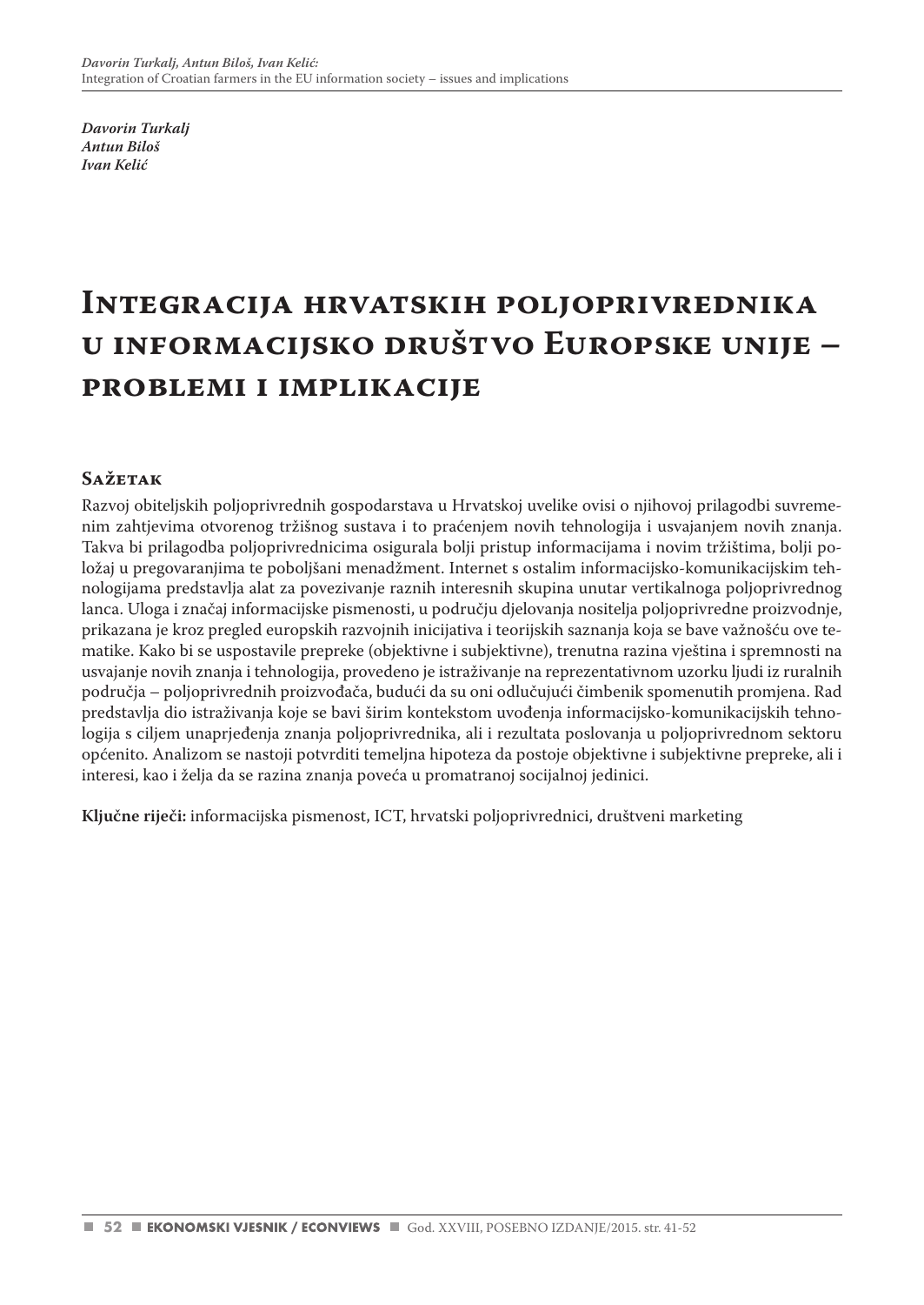*Davorin Turkalj*
*Antun Biloš*
*Ivan Kelić*

# Integracija hrvatskih poljoprivrednika u informacijsko društvo Europske unije – problemi i implikacije

## Sažetak

Razvoj obiteljskih poljoprivrednih gospodarstava u Hrvatskoj uvelike ovisi o njihovoj prilagodbi suvremenim zahtjevima otvorenog tržišnog sustava i to praćenjem novih tehnologija i usvajanjem novih znanja. Takva bi prilagodba poljoprivrednicima osigurala bolji pristup informacijama i novim tržištima, bolji položaj u pregovaranjima te poboljšani menadžment. Internet s ostalim informacijsko-komunikacijskim tehnologijama predstavlja alat za povezivanje raznih interesnih skupina unutar vertikalnoga poljoprivrednog lanca. Uloga i značaj informacijske pismenosti, u području djelovanja nositelja poljoprivredne proizvodnje, prikazana je kroz pregled europskih razvojnih inicijativa i teorijskih saznanja koja se bave važnošću ove tematike. Kako bi se uspostavile prepreke (objektivne i subjektivne), trenutna razina vještina i spremnosti na usvajanje novih znanja i tehnologija, provedeno je istraživanje na reprezentativnom uzorku ljudi iz ruralnih područja – poljoprivrednih proizvođača, budući da su oni odlučujući čimbenik spomenutih promjena. Rad predstavlja dio istraživanja koje se bavi širim kontekstom uvođenja informacijsko-komunikacijskih tehnologija s ciljem unaprjeđenja znanja poljoprivrednika, ali i rezultata poslovanja u poljoprivrednom sektoru općenito. Analizom se nastoji potvrditi temeljna hipoteza da postoje objektivne i subjektivne prepreke, ali i interesi, kao i želja da se razina znanja poveća u promatranoj socijalnoj jedinici.

**Ključne riječi:** informacijska pismenost, ICT, hrvatski poljoprivrednici, društveni marketing